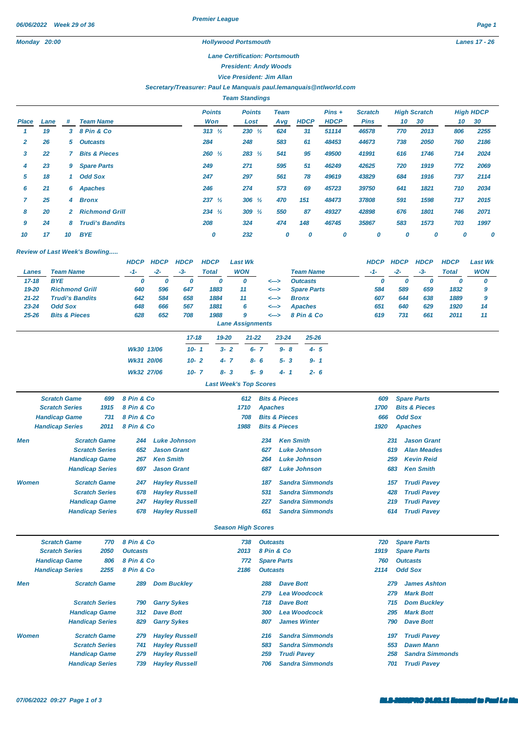# Premier League

**Monday 20:00** — **Hollywood Portsmouth** — **Lanes 17 - 26**

**Lane Certification: Portsmouth**
**President: Andy Woods**
**Vice President: Jim Allan**
**Secretary/Treasurer: Paul Le Manquais paul.lemanquais@ntlworld.com**

## Team Standings

| Place | Lane | # | Team Name | Points Won | Points Lost | Team Avg | HDCP | Pins + HDCP | Scratch Pins | High Scratch 10 | High Scratch 30 | High HDCP 10 | High HDCP 30 |
|---|---|---|---|---|---|---|---|---|---|---|---|---|---|
| 1 | 19 | 3 | 8 Pin & Co | 313 ½ | 230 ½ | 624 | 31 | 51114 | 46578 | 770 | 2013 | 806 | 2255 |
| 2 | 26 | 5 | Outcasts | 284 | 248 | 583 | 61 | 48453 | 44673 | 738 | 2050 | 760 | 2186 |
| 3 | 22 | 7 | Bits & Pieces | 260 ½ | 283 ½ | 541 | 95 | 49500 | 41991 | 616 | 1746 | 714 | 2024 |
| 4 | 23 | 9 | Spare Parts | 249 | 271 | 595 | 51 | 46249 | 42625 | 720 | 1919 | 772 | 2069 |
| 5 | 18 | 1 | Odd Sox | 247 | 297 | 561 | 78 | 49619 | 43829 | 684 | 1916 | 737 | 2114 |
| 6 | 21 | 6 | Apaches | 246 | 274 | 573 | 69 | 45723 | 39750 | 641 | 1821 | 710 | 2034 |
| 7 | 25 | 4 | Bronx | 237 ½ | 306 ½ | 470 | 151 | 48473 | 37808 | 591 | 1598 | 717 | 2015 |
| 8 | 20 | 2 | Richmond Grill | 234 ½ | 309 ½ | 550 | 87 | 49327 | 42898 | 676 | 1801 | 746 | 2071 |
| 9 | 24 | 8 | Trudi's Bandits | 208 | 324 | 474 | 148 | 46745 | 35867 | 583 | 1573 | 703 | 1997 |
| 10 | 17 | 10 | BYE | 0 | 232 | 0 | 0 | 0 | 0 | 0 | 0 | 0 | 0 |

## Review of Last Week's Bowling.....

| Lanes | Team Name | HDCP -1- | HDCP -2- | HDCP -3- | HDCP Total | Last Wk WON | | Team Name | HDCP -1- | HDCP -2- | HDCP -3- | HDCP Total | Last Wk WON |
|---|---|---|---|---|---|---|---|---|---|---|---|---|---|
| 17-18 | BYE | 0 | 0 | 0 | 0 | 0 | <---> | Outcasts | 0 | 0 | 0 | 0 | 0 |
| 19-20 | Richmond Grill | 640 | 596 | 647 | 1883 | 11 | <---> | Spare Parts | 584 | 589 | 659 | 1832 | 9 |
| 21-22 | Trudi's Bandits | 642 | 584 | 658 | 1884 | 11 | <---> | Bronx | 607 | 644 | 638 | 1889 | 9 |
| 23-24 | Odd Sox | 648 | 666 | 567 | 1881 | 6 | <---> | Apaches | 651 | 640 | 629 | 1920 | 14 |
| 25-26 | Bits & Pieces | 628 | 652 | 708 | 1988 | 9 | <---> | 8 Pin & Co | 619 | 731 | 661 | 2011 | 11 |

## Lane Assignments

| | 17-18 | 19-20 | 21-22 | 23-24 | 25-26 |
|---|---|---|---|---|---|
| Wk30 13/06 | 10- 1 | 3- 2 | 6- 7 | 9- 8 | 4- 5 |
| Wk31 20/06 | 10- 2 | 4- 7 | 8- 6 | 5- 3 | 9- 1 |
| Wk32 27/06 | 10- 7 | 8- 3 | 5- 9 | 4- 1 | 2- 6 |

## Last Week's Top Scores

| | | | | | | | |
|---|---|---|---|---|---|---|---|
| Scratch Game | 699 | 8 Pin & Co | 612 | Bits & Pieces | 609 | Spare Parts |
| Scratch Series | 1915 | 8 Pin & Co | 1710 | Apaches | 1700 | Bits & Pieces |
| Handicap Game | 731 | 8 Pin & Co | 708 | Bits & Pieces | 666 | Odd Sox |
| Handicap Series | 2011 | 8 Pin & Co | 1988 | Bits & Pieces | 1920 | Apaches |

| | | | | | | | |
|---|---|---|---|---|---|---|---|
| **Men** | Scratch Game | 244 | Luke Johnson | 234 | Ken Smith | 231 | Jason Grant |
| | Scratch Series | 652 | Jason Grant | 627 | Luke Johnson | 619 | Alan Meades |
| | Handicap Game | 267 | Ken Smith | 264 | Luke Johnson | 259 | Kevin Reid |
| | Handicap Series | 697 | Jason Grant | 687 | Luke Johnson | 683 | Ken Smith |
| **Women** | Scratch Game | 247 | Hayley Russell | 187 | Sandra Simmonds | 157 | Trudi Pavey |
| | Scratch Series | 678 | Hayley Russell | 531 | Sandra Simmonds | 428 | Trudi Pavey |
| | Handicap Game | 247 | Hayley Russell | 227 | Sandra Simmonds | 219 | Trudi Pavey |
| | Handicap Series | 678 | Hayley Russell | 651 | Sandra Simmonds | 614 | Trudi Pavey |

## Season High Scores

| | | | | | | |
|---|---|---|---|---|---|---|
| Scratch Game | 770 | 8 Pin & Co | 738 | Outcasts | 720 | Spare Parts |
| Scratch Series | 2050 | Outcasts | 2013 | 8 Pin & Co | 1919 | Spare Parts |
| Handicap Game | 806 | 8 Pin & Co | 772 | Spare Parts | 760 | Outcasts |
| Handicap Series | 2255 | 8 Pin & Co | 2186 | Outcasts | 2114 | Odd Sox |

| | | | | | | | |
|---|---|---|---|---|---|---|---|
| **Men** | Scratch Game | 289 | Dom Buckley | 288 | Dave Bott | 279 | James Ashton |
| | | | | 279 | Lea Woodcock | 279 | Mark Bott |
| | Scratch Series | 790 | Garry Sykes | 718 | Dave Bott | 715 | Dom Buckley |
| | Handicap Game | 312 | Dave Bott | 300 | Lea Woodcock | 295 | Mark Bott |
| | Handicap Series | 829 | Garry Sykes | 807 | James Winter | 790 | Dave Bott |
| **Women** | Scratch Game | 279 | Hayley Russell | 216 | Sandra Simmonds | 197 | Trudi Pavey |
| | Scratch Series | 741 | Hayley Russell | 583 | Sandra Simmonds | 553 | Dawn Mann |
| | Handicap Game | 279 | Hayley Russell | 259 | Trudi Pavey | 258 | Sandra Simmonds |
| | Handicap Series | 739 | Hayley Russell | 706 | Sandra Simmonds | 701 | Trudi Pavey |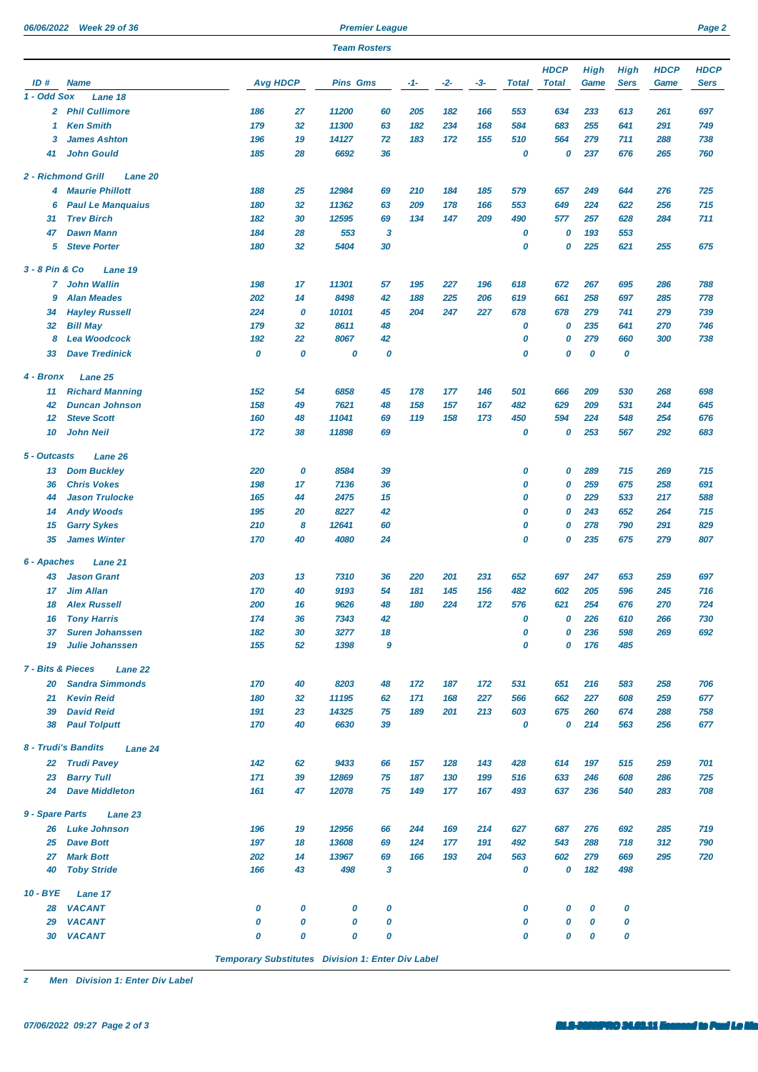## Team Rosters

| ID # | Name | Avg | HDCP | Pins | Gms | -1- | -2- | -3- | Total | HDCP Total | High Game | High Sers | HDCP Game | HDCP Sers |
|---|---|---|---|---|---|---|---|---|---|---|---|---|---|---|
| **1 - Odd Sox** | **Lane 18** | | | | | | | | | | | | | |
| 2 | Phil Cullimore | 186 | 27 | 11200 | 60 | 205 | 182 | 166 | 553 | 634 | 233 | 613 | 261 | 697 |
| 1 | Ken Smith | 179 | 32 | 11300 | 63 | 182 | 234 | 168 | 584 | 683 | 255 | 641 | 291 | 749 |
| 3 | James Ashton | 196 | 19 | 14127 | 72 | 183 | 172 | 155 | 510 | 564 | 279 | 711 | 288 | 738 |
| 41 | John Gould | 185 | 28 | 6692 | 36 | | | | 0 | 0 | 237 | 676 | 265 | 760 |
| **2 - Richmond Grill** | **Lane 20** | | | | | | | | | | | | | |
| 4 | Maurie Phillott | 188 | 25 | 12984 | 69 | 210 | 184 | 185 | 579 | 657 | 249 | 644 | 276 | 725 |
| 6 | Paul Le Manquaius | 180 | 32 | 11362 | 63 | 209 | 178 | 166 | 553 | 649 | 256 | 622 | 256 | 715 |
| 31 | Trev Birch | 182 | 30 | 12595 | 69 | 134 | 147 | 209 | 490 | 577 | 257 | 628 | 284 | 711 |
| 47 | Dawn Mann | 184 | 28 | 553 | 3 | | | | 0 | 0 | 193 | 553 | | |
| 5 | Steve Porter | 180 | 32 | 5404 | 30 | | | | 0 | 0 | 225 | 621 | 255 | 675 |
| **3 - 8 Pin & Co** | **Lane 19** | | | | | | | | | | | | | |
| 7 | John Wallin | 198 | 17 | 11301 | 57 | 195 | 227 | 196 | 618 | 672 | 267 | 695 | 286 | 788 |
| 9 | Alan Meades | 202 | 14 | 8498 | 42 | 188 | 225 | 206 | 619 | 661 | 258 | 697 | 285 | 778 |
| 34 | Hayley Russell | 224 | 0 | 10101 | 45 | 204 | 247 | 227 | 678 | 678 | 279 | 741 | 279 | 739 |
| 32 | Bill May | 179 | 32 | 8611 | 48 | | | | 0 | 0 | 235 | 641 | 270 | 746 |
| 8 | Lea Woodcock | 192 | 22 | 8067 | 42 | | | | 0 | 0 | 279 | 660 | 300 | 738 |
| 33 | Dave Tredinick | 0 | 0 | 0 | 0 | | | | 0 | 0 | 0 | 0 | | |
| **4 - Bronx** | **Lane 25** | | | | | | | | | | | | | |
| 11 | Richard Manning | 152 | 54 | 6858 | 45 | 178 | 177 | 146 | 501 | 666 | 209 | 530 | 268 | 698 |
| 42 | Duncan Johnson | 158 | 49 | 7621 | 48 | 158 | 157 | 167 | 482 | 629 | 209 | 531 | 244 | 645 |
| 12 | Steve Scott | 160 | 48 | 11041 | 69 | 119 | 158 | 173 | 450 | 594 | 224 | 548 | 254 | 676 |
| 10 | John Neil | 172 | 38 | 11898 | 69 | | | | 0 | 0 | 253 | 567 | 292 | 683 |
| **5 - Outcasts** | **Lane 26** | | | | | | | | | | | | | |
| 13 | Dom Buckley | 220 | 0 | 8584 | 39 | | | | 0 | 0 | 289 | 715 | 269 | 715 |
| 36 | Chris Vokes | 198 | 17 | 7136 | 36 | | | | 0 | 0 | 259 | 675 | 258 | 691 |
| 44 | Jason Trulocke | 165 | 44 | 2475 | 15 | | | | 0 | 0 | 229 | 533 | 217 | 588 |
| 14 | Andy Woods | 195 | 20 | 8227 | 42 | | | | 0 | 0 | 243 | 652 | 264 | 715 |
| 15 | Garry Sykes | 210 | 8 | 12641 | 60 | | | | 0 | 0 | 278 | 790 | 291 | 829 |
| 35 | James Winter | 170 | 40 | 4080 | 24 | | | | 0 | 0 | 235 | 675 | 279 | 807 |
| **6 - Apaches** | **Lane 21** | | | | | | | | | | | | | |
| 43 | Jason Grant | 203 | 13 | 7310 | 36 | 220 | 201 | 231 | 652 | 697 | 247 | 653 | 259 | 697 |
| 17 | Jim Allan | 170 | 40 | 9193 | 54 | 181 | 145 | 156 | 482 | 602 | 205 | 596 | 245 | 716 |
| 18 | Alex Russell | 200 | 16 | 9626 | 48 | 180 | 224 | 172 | 576 | 621 | 254 | 676 | 270 | 724 |
| 16 | Tony Harris | 174 | 36 | 7343 | 42 | | | | 0 | 0 | 226 | 610 | 266 | 730 |
| 37 | Suren Johanssen | 182 | 30 | 3277 | 18 | | | | 0 | 0 | 236 | 598 | 269 | 692 |
| 19 | Julie Johanssen | 155 | 52 | 1398 | 9 | | | | 0 | 0 | 176 | 485 | | |
| **7 - Bits & Pieces** | **Lane 22** | | | | | | | | | | | | | |
| 20 | Sandra Simmonds | 170 | 40 | 8203 | 48 | 172 | 187 | 172 | 531 | 651 | 216 | 583 | 258 | 706 |
| 21 | Kevin Reid | 180 | 32 | 11195 | 62 | 171 | 168 | 227 | 566 | 662 | 227 | 608 | 259 | 677 |
| 39 | David Reid | 191 | 23 | 14325 | 75 | 189 | 201 | 213 | 603 | 675 | 260 | 674 | 288 | 758 |
| 38 | Paul Tolputt | 170 | 40 | 6630 | 39 | | | | 0 | 0 | 214 | 563 | 256 | 677 |
| **8 - Trudi's Bandits** | **Lane 24** | | | | | | | | | | | | | |
| 22 | Trudi Pavey | 142 | 62 | 9433 | 66 | 157 | 128 | 143 | 428 | 614 | 197 | 515 | 259 | 701 |
| 23 | Barry Tull | 171 | 39 | 12869 | 75 | 187 | 130 | 199 | 516 | 633 | 246 | 608 | 286 | 725 |
| 24 | Dave Middleton | 161 | 47 | 12078 | 75 | 149 | 177 | 167 | 493 | 637 | 236 | 540 | 283 | 708 |
| **9 - Spare Parts** | **Lane 23** | | | | | | | | | | | | | |
| 26 | Luke Johnson | 196 | 19 | 12956 | 66 | 244 | 169 | 214 | 627 | 687 | 276 | 692 | 285 | 719 |
| 25 | Dave Bott | 197 | 18 | 13608 | 69 | 124 | 177 | 191 | 492 | 543 | 288 | 718 | 312 | 790 |
| 27 | Mark Bott | 202 | 14 | 13967 | 69 | 166 | 193 | 204 | 563 | 602 | 279 | 669 | 295 | 720 |
| 40 | Toby Stride | 166 | 43 | 498 | 3 | | | | 0 | 0 | 182 | 498 | | |
| **10 - BYE** | **Lane 17** | | | | | | | | | | | | | |
| 28 | VACANT | 0 | 0 | 0 | 0 | | | | 0 | 0 | 0 | 0 | | |
| 29 | VACANT | 0 | 0 | 0 | 0 | | | | 0 | 0 | 0 | 0 | | |
| 30 | VACANT | 0 | 0 | 0 | 0 | | | | 0 | 0 | 0 | 0 | | |

Temporary Substitutes   Division 1: Enter Div Label

z   Men   Division 1: Enter Div Label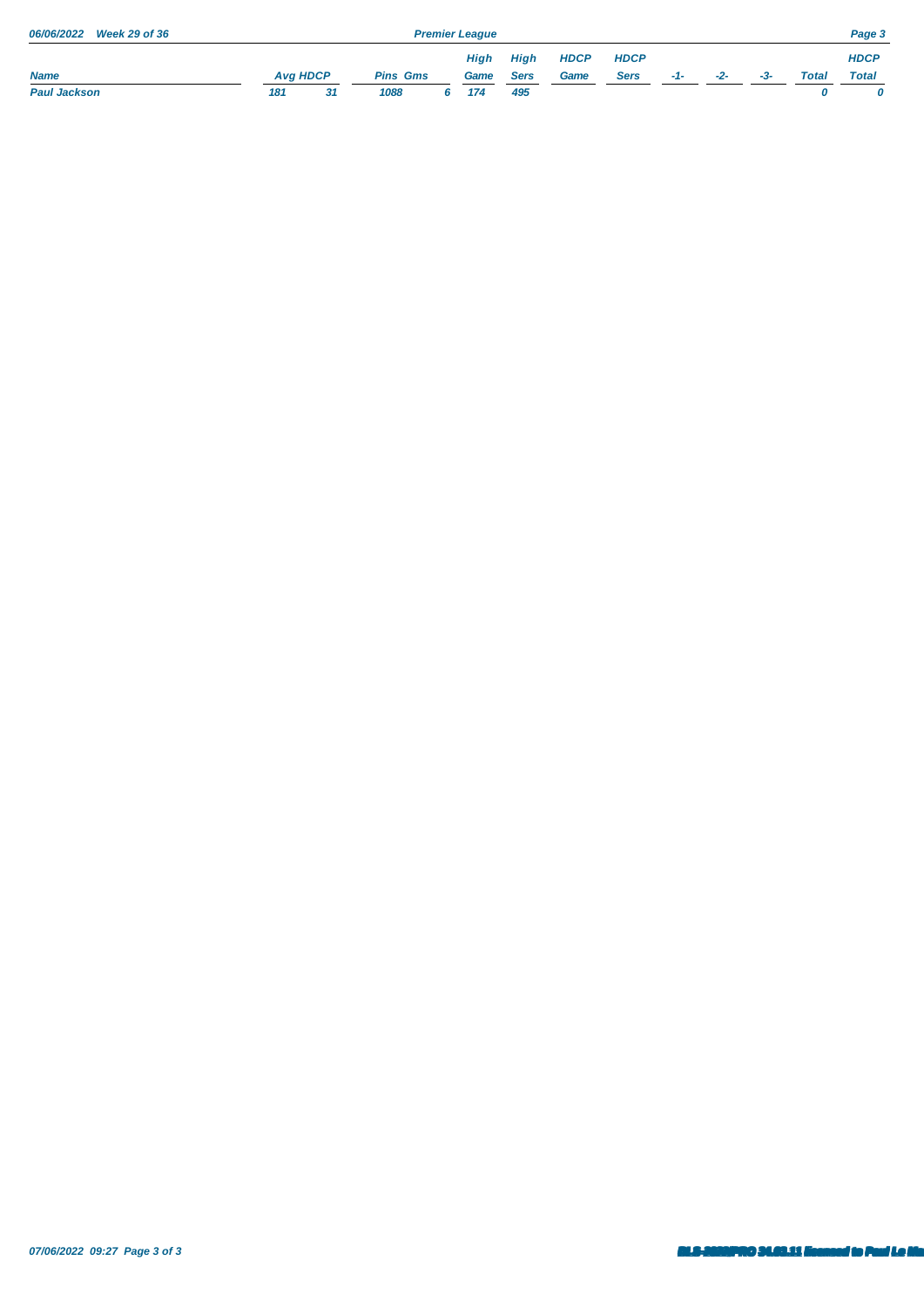| Name | Avg | HDCP | Pins | Gms | High Game | High Sers | HDCP Game | HDCP Sers | -1- | -2- | -3- | Total | HDCP Total |
|---|---|---|---|---|---|---|---|---|---|---|---|---|---|
| Paul Jackson | 181 | 31 | 1088 | 6 | 174 | 495 | | | | | | 0 | 0 |